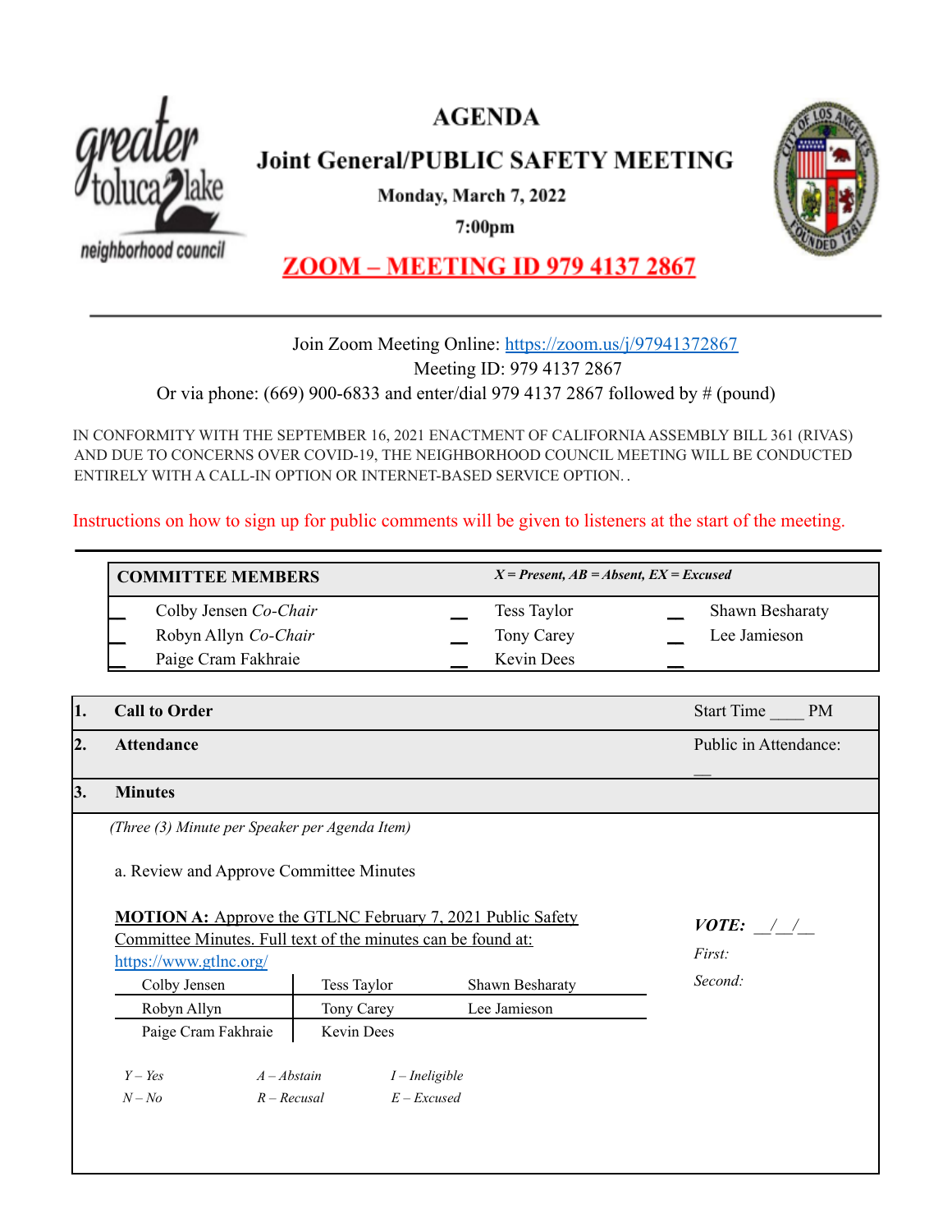greater toluca lake neighborhood council

# AGENDA

## Joint General/PUBLIC SAFETY MEETING

**Monday, March 7, 2022**

**7:00pm**

**ZOOM – MEETING ID 979 4137 2867**

---

Join Zoom Meeting Online: https://zoom.us/j/97941372867

Meeting ID: 979 4137 2867

Or via phone: (669) 900-6833 and enter/dial 979 4137 2867 followed by # (pound)

IN CONFORMITY WITH THE SEPTEMBER 16, 2021 ENACTMENT OF CALIFORNIA ASSEMBLY BILL 361 (RIVAS) AND DUE TO CONCERNS OVER COVID-19, THE NEIGHBORHOOD COUNCIL MEETING WILL BE CONDUCTED ENTIRELY WITH A CALL-IN OPTION OR INTERNET-BASED SERVICE OPTION. .

Instructions on how to sign up for public comments will be given to listeners at the start of the meeting.

---

| **COMMITTEE MEMBERS** | | | *X = Present, AB = Absent, EX = Excused* | | |
|---|---|---|---|---|---|
| __ | Colby Jensen *Co-Chair* | __ | Tess Taylor | __ | Shawn Besharaty |
| __ | Robyn Allyn *Co-Chair* | __ | Tony Carey | __ | Lee Jamieson |
| __ | Paige Cram Fakhraie | __ | Kevin Dees | __ | |

| | | |
|---|---|---|
| **1.** | **Call to Order** | Start Time ____ PM |
| **2.** | **Attendance** | Public in Attendance: __ |
| **3.** | **Minutes** | |

*(Three (3) Minute per Speaker per Agenda Item)*

a. Review and Approve Committee Minutes

**MOTION A:** Approve the GTLNC February 7, 2021 Public Safety Committee Minutes. Full text of the minutes can be found at: https://www.gtlnc.org/

***VOTE:*** __/__/__

*First:*

*Second:*

| | | |
|---|---|---|
| Colby Jensen | Tess Taylor | Shawn Besharaty |
| Robyn Allyn | Tony Carey | Lee Jamieson |
| Paige Cram Fakhraie | Kevin Dees | |

| | | |
|---|---|---|
| *Y – Yes* | *A – Abstain* | *I – Ineligible* |
| *N – No* | *R – Recusal* | *E – Excused* |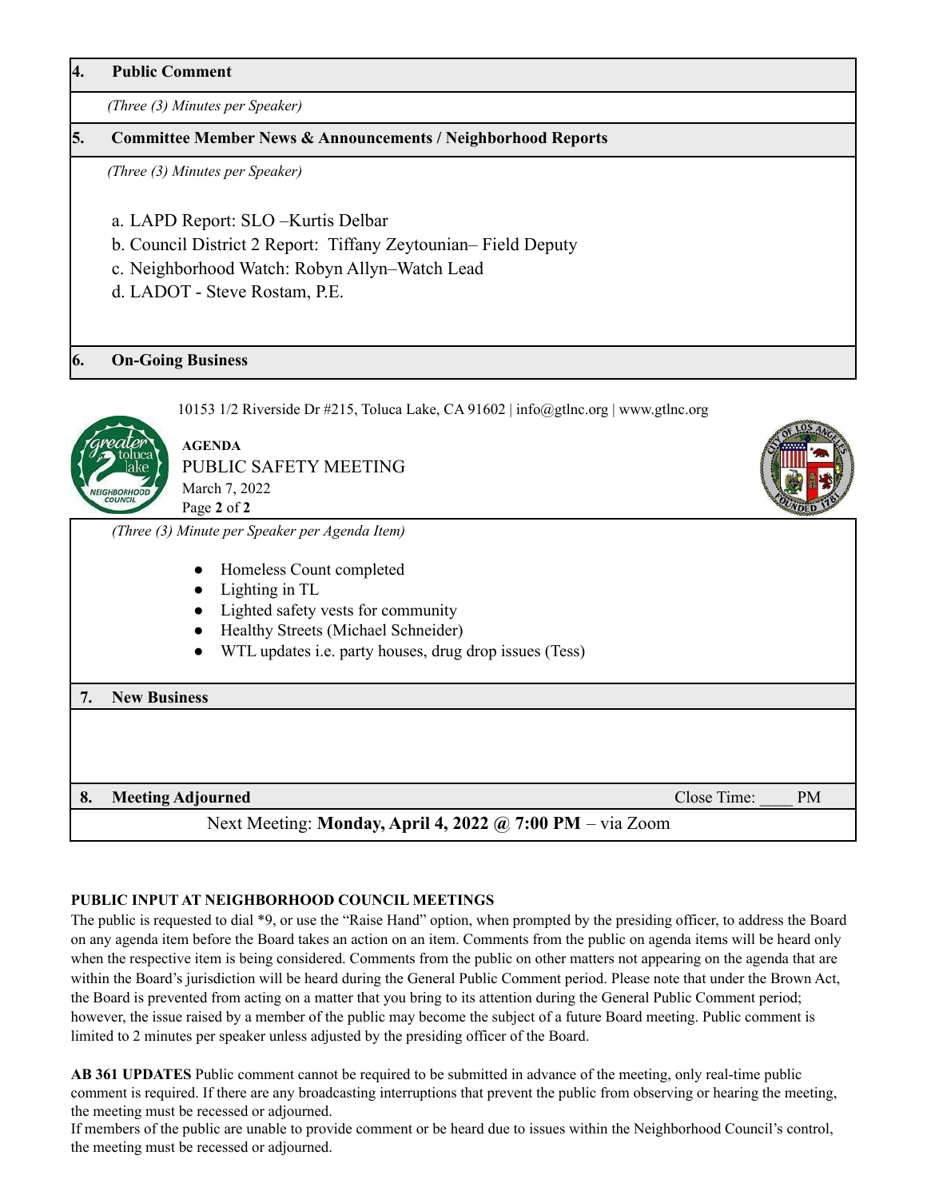## 4. Public Comment

*(Three (3) Minutes per Speaker)*

## 5. Committee Member News & Announcements / Neighborhood Reports

*(Three (3) Minutes per Speaker)*

a. LAPD Report: SLO –Kurtis Delbar
b. Council District 2 Report: Tiffany Zeytounian– Field Deputy
c. Neighborhood Watch: Robyn Allyn–Watch Lead
d. LADOT - Steve Rostam, P.E.

## 6. On-Going Business

*(Three (3) Minute per Speaker per Agenda Item)*

- Homeless Count completed
- Lighting in TL
- Lighted safety vests for community
- Healthy Streets (Michael Schneider)
- WTL updates i.e. party houses, drug drop issues (Tess)

## 7. New Business

## 8. Meeting Adjourned

Close Time: ____ PM

Next Meeting: **Monday, April 4, 2022 @ 7:00 PM** – via Zoom

**PUBLIC INPUT AT NEIGHBORHOOD COUNCIL MEETINGS**
The public is requested to dial *9, or use the "Raise Hand" option, when prompted by the presiding officer, to address the Board on any agenda item before the Board takes an action on an item. Comments from the public on agenda items will be heard only when the respective item is being considered. Comments from the public on other matters not appearing on the agenda that are within the Board's jurisdiction will be heard during the General Public Comment period. Please note that under the Brown Act, the Board is prevented from acting on a matter that you bring to its attention during the General Public Comment period; however, the issue raised by a member of the public may become the subject of a future Board meeting. Public comment is limited to 2 minutes per speaker unless adjusted by the presiding officer of the Board.

**AB 361 UPDATES** Public comment cannot be required to be submitted in advance of the meeting, only real-time public comment is required. If there are any broadcasting interruptions that prevent the public from observing or hearing the meeting, the meeting must be recessed or adjourned.
If members of the public are unable to provide comment or be heard due to issues within the Neighborhood Council's control, the meeting must be recessed or adjourned.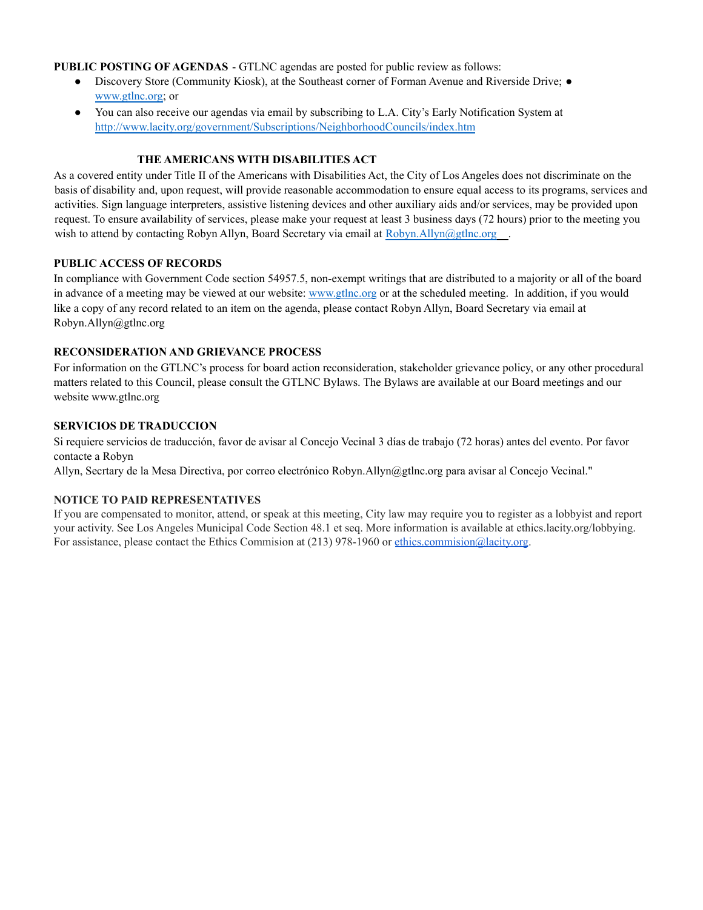**PUBLIC POSTING OF AGENDAS** - GTLNC agendas are posted for public review as follows:

- Discovery Store (Community Kiosk), at the Southeast corner of Forman Avenue and Riverside Drive; ● www.gtlnc.org; or
- You can also receive our agendas via email by subscribing to L.A. City's Early Notification System at http://www.lacity.org/government/Subscriptions/NeighborhoodCouncils/index.htm

**THE AMERICANS WITH DISABILITIES ACT**

As a covered entity under Title II of the Americans with Disabilities Act, the City of Los Angeles does not discriminate on the basis of disability and, upon request, will provide reasonable accommodation to ensure equal access to its programs, services and activities. Sign language interpreters, assistive listening devices and other auxiliary aids and/or services, may be provided upon request. To ensure availability of services, please make your request at least 3 business days (72 hours) prior to the meeting you wish to attend by contacting Robyn Allyn, Board Secretary via email at Robyn.Allyn@gtlnc.org .

**PUBLIC ACCESS OF RECORDS**

In compliance with Government Code section 54957.5, non-exempt writings that are distributed to a majority or all of the board in advance of a meeting may be viewed at our website: www.gtlnc.org or at the scheduled meeting. In addition, if you would like a copy of any record related to an item on the agenda, please contact Robyn Allyn, Board Secretary via email at Robyn.Allyn@gtlnc.org

**RECONSIDERATION AND GRIEVANCE PROCESS**

For information on the GTLNC's process for board action reconsideration, stakeholder grievance policy, or any other procedural matters related to this Council, please consult the GTLNC Bylaws. The Bylaws are available at our Board meetings and our website www.gtlnc.org

**SERVICIOS DE TRADUCCION**

Si requiere servicios de traducción, favor de avisar al Concejo Vecinal 3 días de trabajo (72 horas) antes del evento. Por favor contacte a Robyn
Allyn, Secrtary de la Mesa Directiva, por correo electrónico Robyn.Allyn@gtlnc.org para avisar al Concejo Vecinal."

**NOTICE TO PAID REPRESENTATIVES**

If you are compensated to monitor, attend, or speak at this meeting, City law may require you to register as a lobbyist and report your activity. See Los Angeles Municipal Code Section 48.1 et seq. More information is available at ethics.lacity.org/lobbying. For assistance, please contact the Ethics Commision at (213) 978-1960 or ethics.commision@lacity.org.